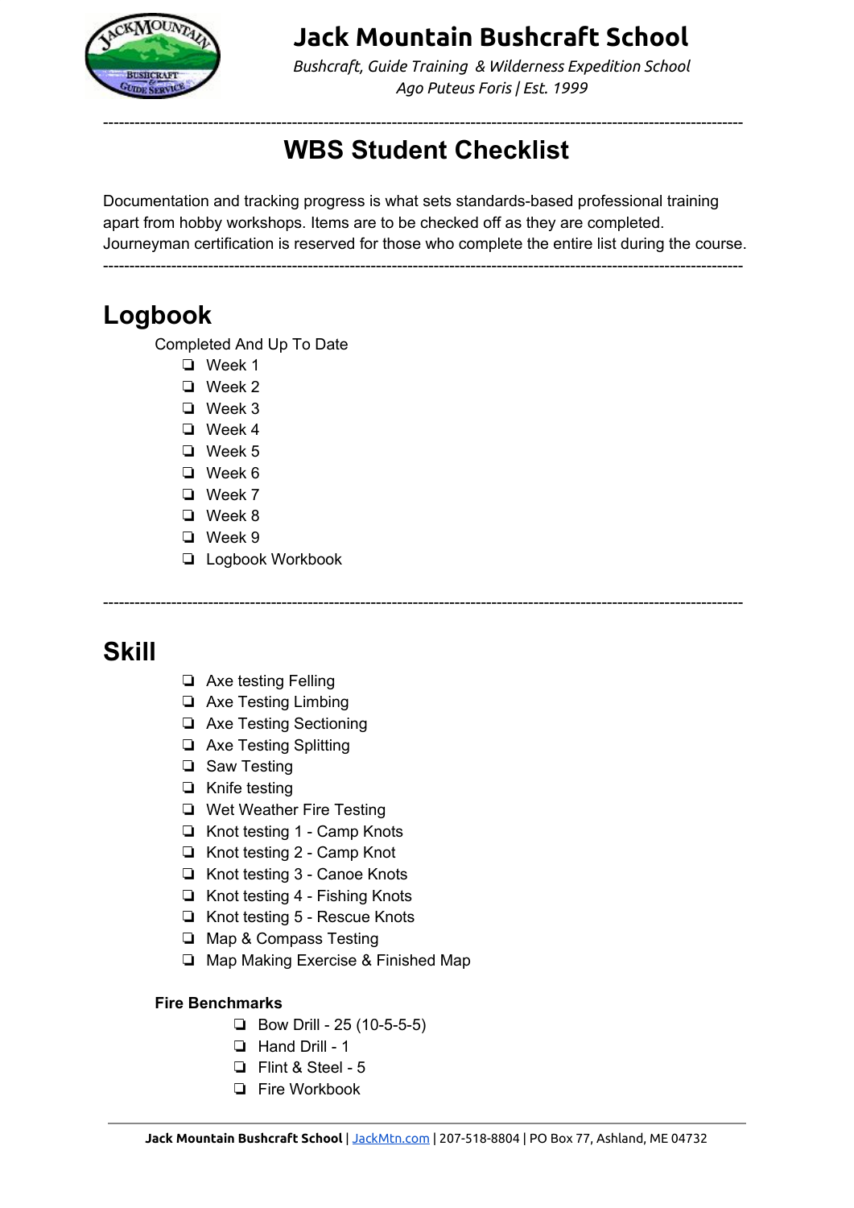# Jack Mountain Bushcraft School

*Bushcraft, Guide Training & Wilderness Expedition School*
*Ago Puteus Foris | Est. 1999*

---

## WBS Student Checklist

Documentation and tracking progress is what sets standards-based professional training apart from hobby workshops. Items are to be checked off as they are completed. Journeyman certification is reserved for those who complete the entire list during the course.

---

## Logbook

Completed And Up To Date

- ❏ Week 1
- ❏ Week 2
- ❏ Week 3
- ❏ Week 4
- ❏ Week 5
- ❏ Week 6
- ❏ Week 7
- ❏ Week 8
- ❏ Week 9
- ❏ Logbook Workbook

---

## Skill

- ❏ Axe testing Felling
- ❏ Axe Testing Limbing
- ❏ Axe Testing Sectioning
- ❏ Axe Testing Splitting
- ❏ Saw Testing
- ❏ Knife testing
- ❏ Wet Weather Fire Testing
- ❏ Knot testing 1 - Camp Knots
- ❏ Knot testing 2 - Camp Knot
- ❏ Knot testing 3 - Canoe Knots
- ❏ Knot testing 4 - Fishing Knots
- ❏ Knot testing 5 - Rescue Knots
- ❏ Map & Compass Testing
- ❏ Map Making Exercise & Finished Map

**Fire Benchmarks**

- ❏ Bow Drill - 25 (10-5-5-5)
- ❏ Hand Drill - 1
- ❏ Flint & Steel - 5
- ❏ Fire Workbook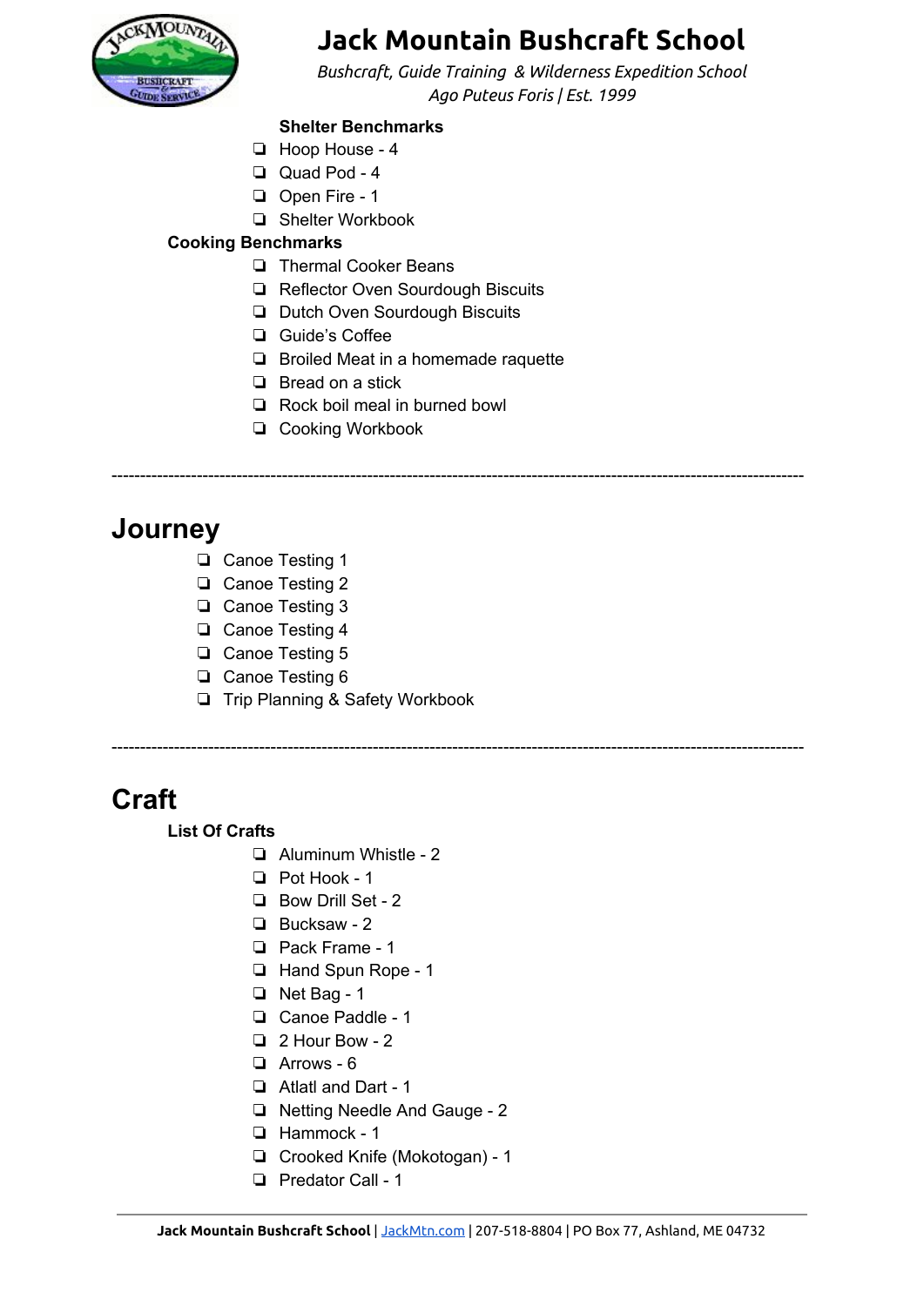**Shelter Benchmarks**

- ❏ Hoop House - 4
- ❏ Quad Pod - 4
- ❏ Open Fire - 1
- ❏ Shelter Workbook

**Cooking Benchmarks**

- ❏ Thermal Cooker Beans
- ❏ Reflector Oven Sourdough Biscuits
- ❏ Dutch Oven Sourdough Biscuits
- ❏ Guide's Coffee
- ❏ Broiled Meat in a homemade raquette
- ❏ Bread on a stick
- ❏ Rock boil meal in burned bowl
- ❏ Cooking Workbook

---

# Journey

- ❏ Canoe Testing 1
- ❏ Canoe Testing 2
- ❏ Canoe Testing 3
- ❏ Canoe Testing 4
- ❏ Canoe Testing 5
- ❏ Canoe Testing 6
- ❏ Trip Planning & Safety Workbook

---

# Craft

**List Of Crafts**

- ❏ Aluminum Whistle - 2
- ❏ Pot Hook - 1
- ❏ Bow Drill Set - 2
- ❏ Bucksaw - 2
- ❏ Pack Frame - 1
- ❏ Hand Spun Rope - 1
- ❏ Net Bag - 1
- ❏ Canoe Paddle - 1
- ❏ 2 Hour Bow - 2
- ❏ Arrows - 6
- ❏ Atlatl and Dart - 1
- ❏ Netting Needle And Gauge - 2
- ❏ Hammock - 1
- ❏ Crooked Knife (Mokotogan) - 1
- ❏ Predator Call - 1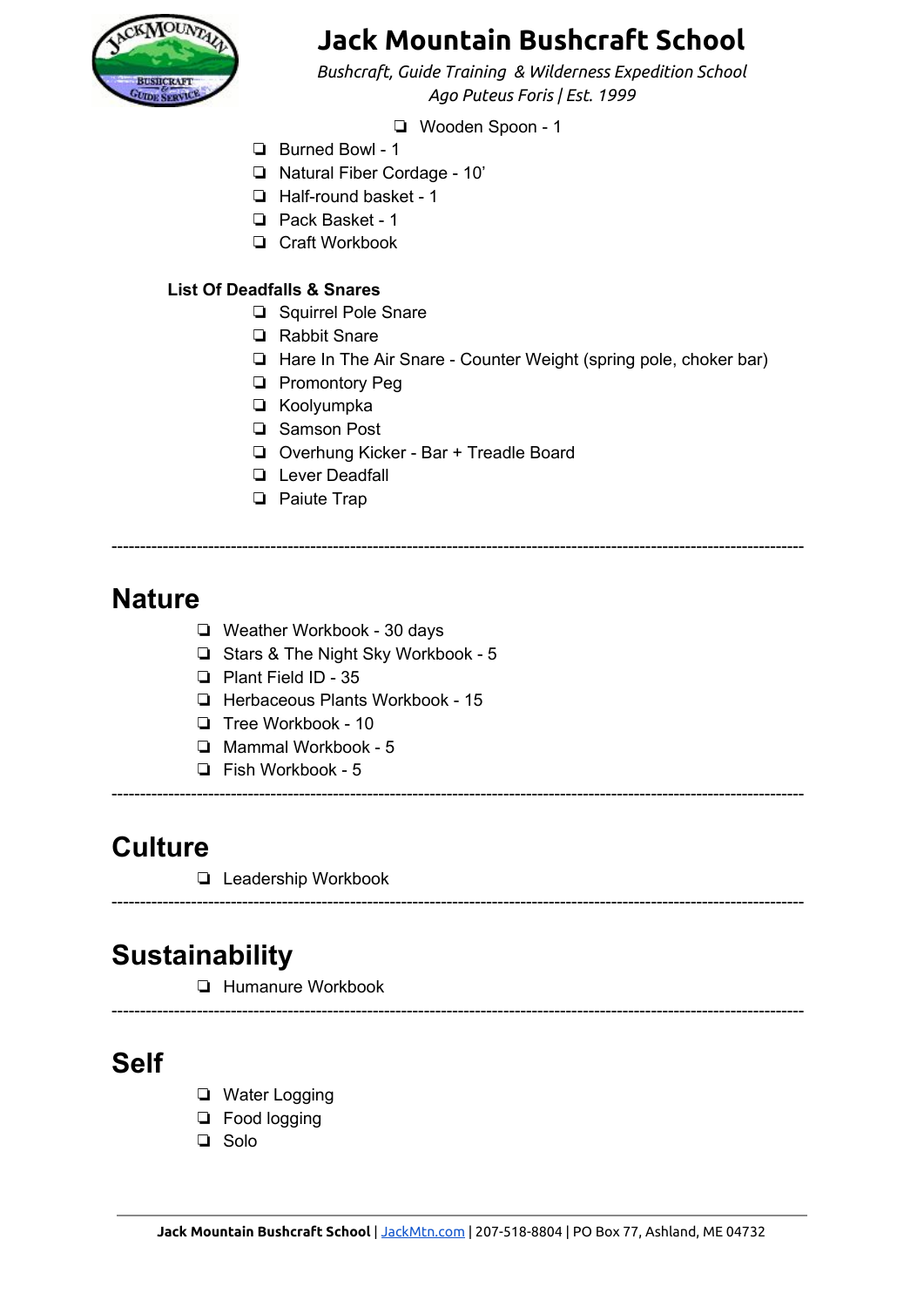- Wooden Spoon - 1
- Burned Bowl - 1
- Natural Fiber Cordage - 10’
- Half-round basket - 1
- Pack Basket - 1
- Craft Workbook

**List Of Deadfalls & Snares**

- Squirrel Pole Snare
- Rabbit Snare
- Hare In The Air Snare - Counter Weight (spring pole, choker bar)
- Promontory Peg
- Koolyumpka
- Samson Post
- Overhung Kicker - Bar + Treadle Board
- Lever Deadfall
- Paiute Trap

---

## Nature

- Weather Workbook - 30 days
- Stars & The Night Sky Workbook - 5
- Plant Field ID - 35
- Herbaceous Plants Workbook - 15
- Tree Workbook - 10
- Mammal Workbook - 5
- Fish Workbook - 5

---

## Culture

- Leadership Workbook

---

## Sustainability

- Humanure Workbook

---

## Self

- Water Logging
- Food logging
- Solo